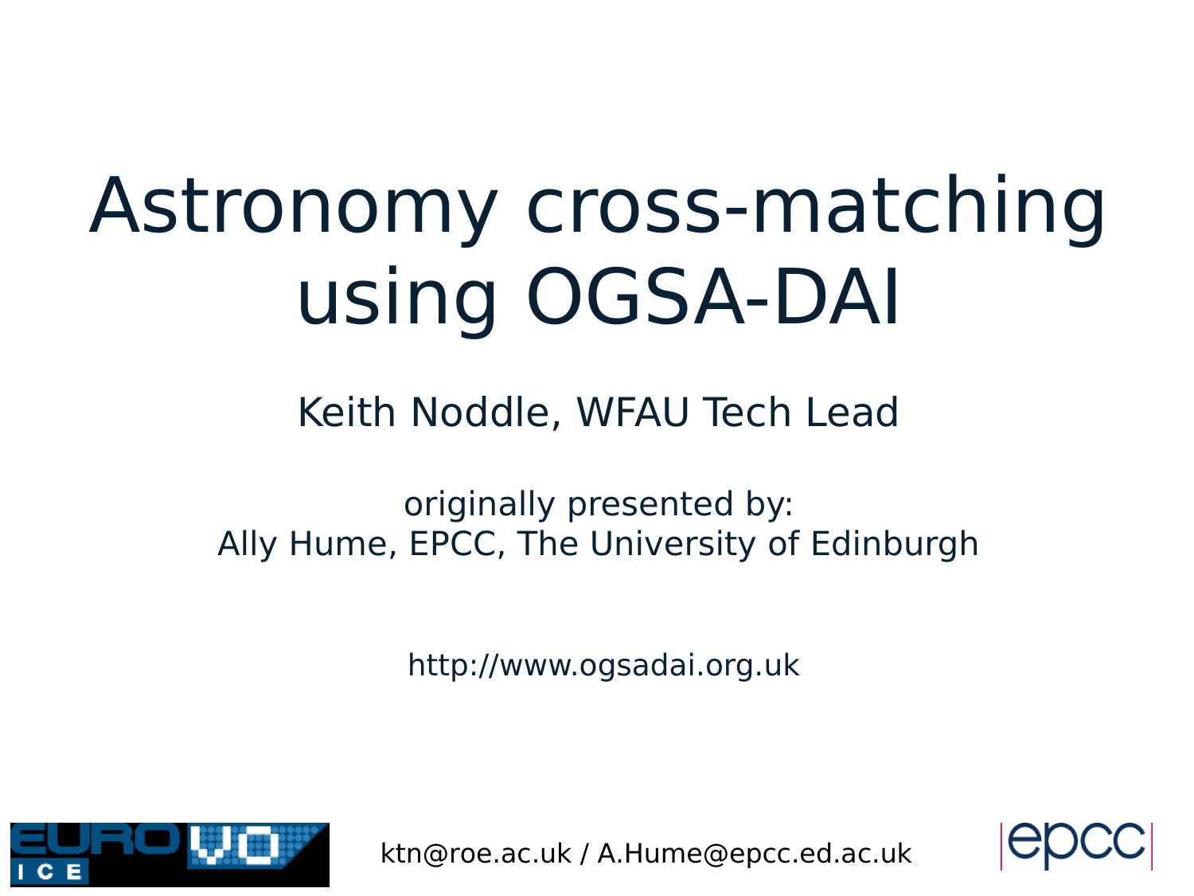# Astronomy cross-matching using OGSA-DAI

Keith Noddle, WFAU Tech Lead

originally presented by:
Ally Hume, EPCC, The University of Edinburgh

http://www.ogsadai.org.uk

ktn@roe.ac.uk / A.Hume@epcc.ed.ac.uk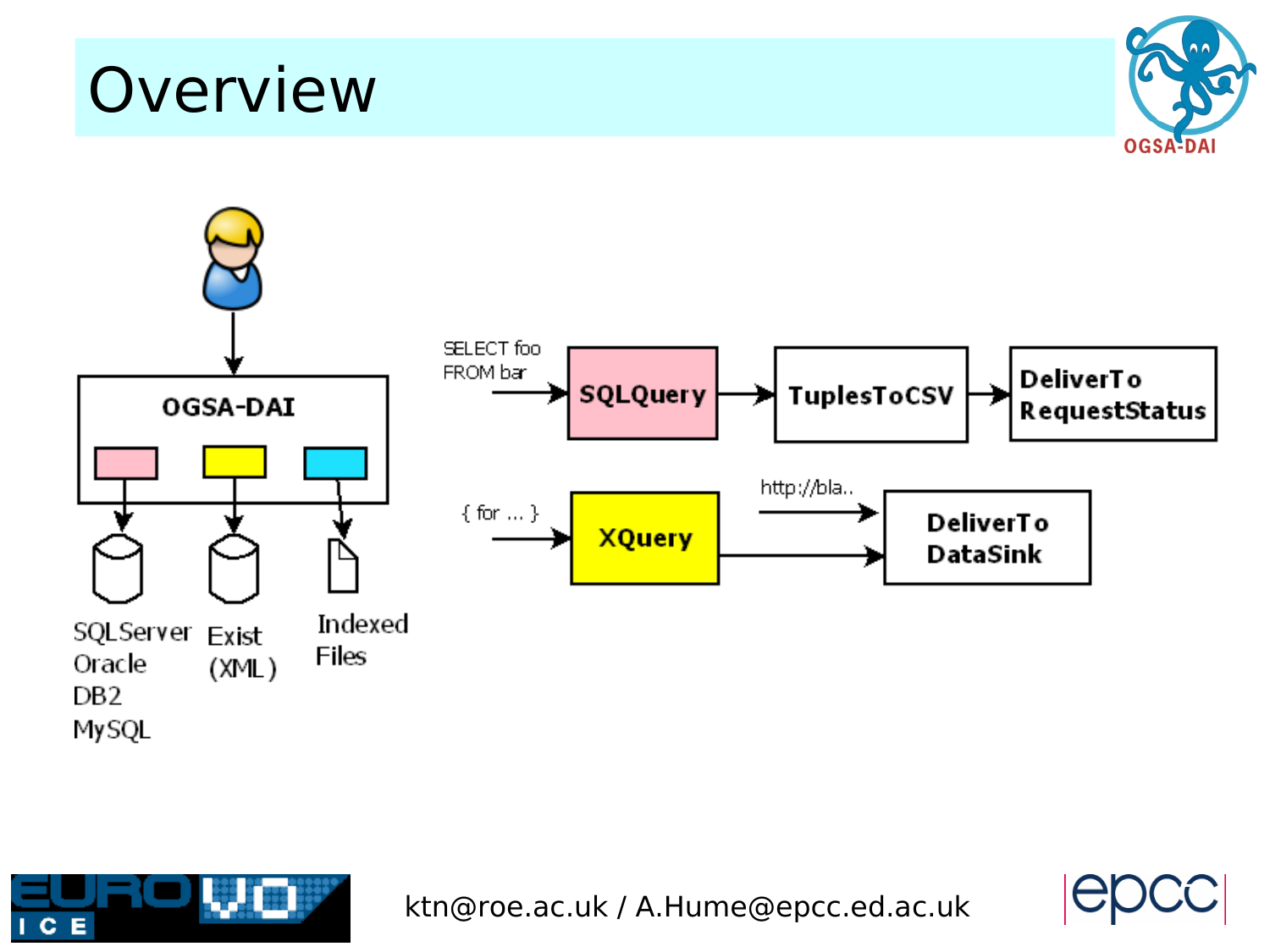# Overview

OGSA-DAI

SQLServer
Oracle
DB2
MySQL

Exist
(XML)

Indexed
Files

SELECT foo
FROM bar

SQLQuery → TuplesToCSV → DeliverTo RequestStatus

{ for ... }

XQuery → DeliverTo DataSink

http://bla..

ktn@roe.ac.uk / A.Hume@epcc.ed.ac.uk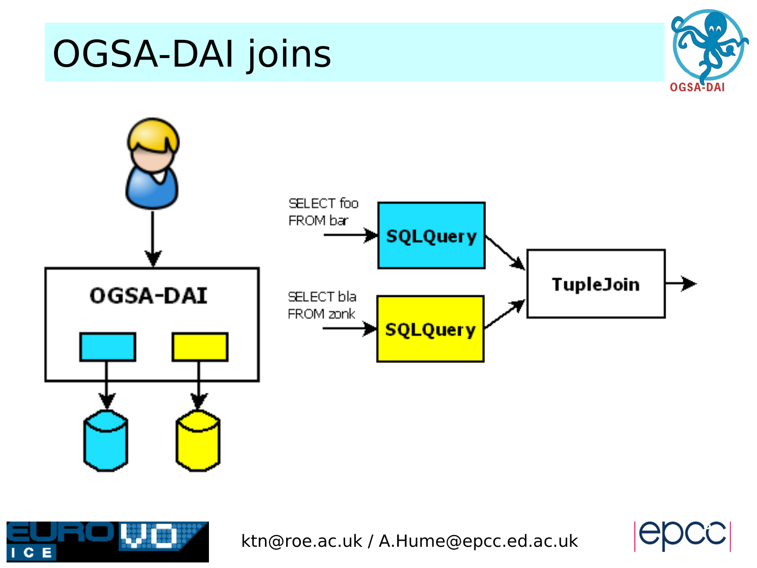# OGSA-DAI joins

OGSA-DAI

SELECT foo FROM bar → SQLQuery

SELECT bla FROM zonk → SQLQuery

SQLQuery → TupleJoin →

ktn@roe.ac.uk / A.Hume@epcc.ed.ac.uk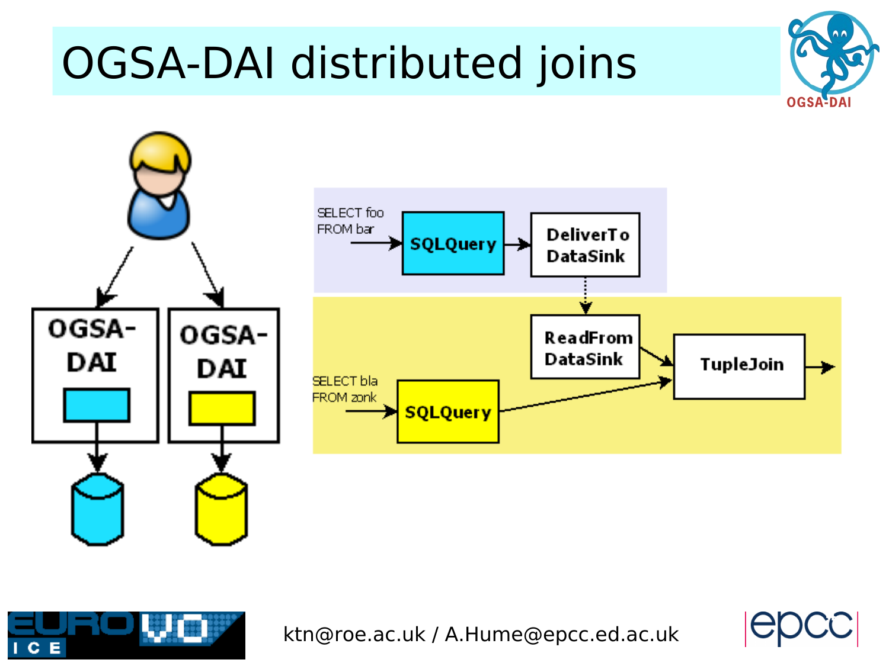# OGSA-DAI distributed joins

OGSA-DAI

OGSA-DAI

SELECT foo FROM bar → SQLQuery → DeliverTo DataSink

ReadFrom DataSink → TupleJoin →

SELECT bla FROM zonk → SQLQuery → TupleJoin

ktn@roe.ac.uk / A.Hume@epcc.ed.ac.uk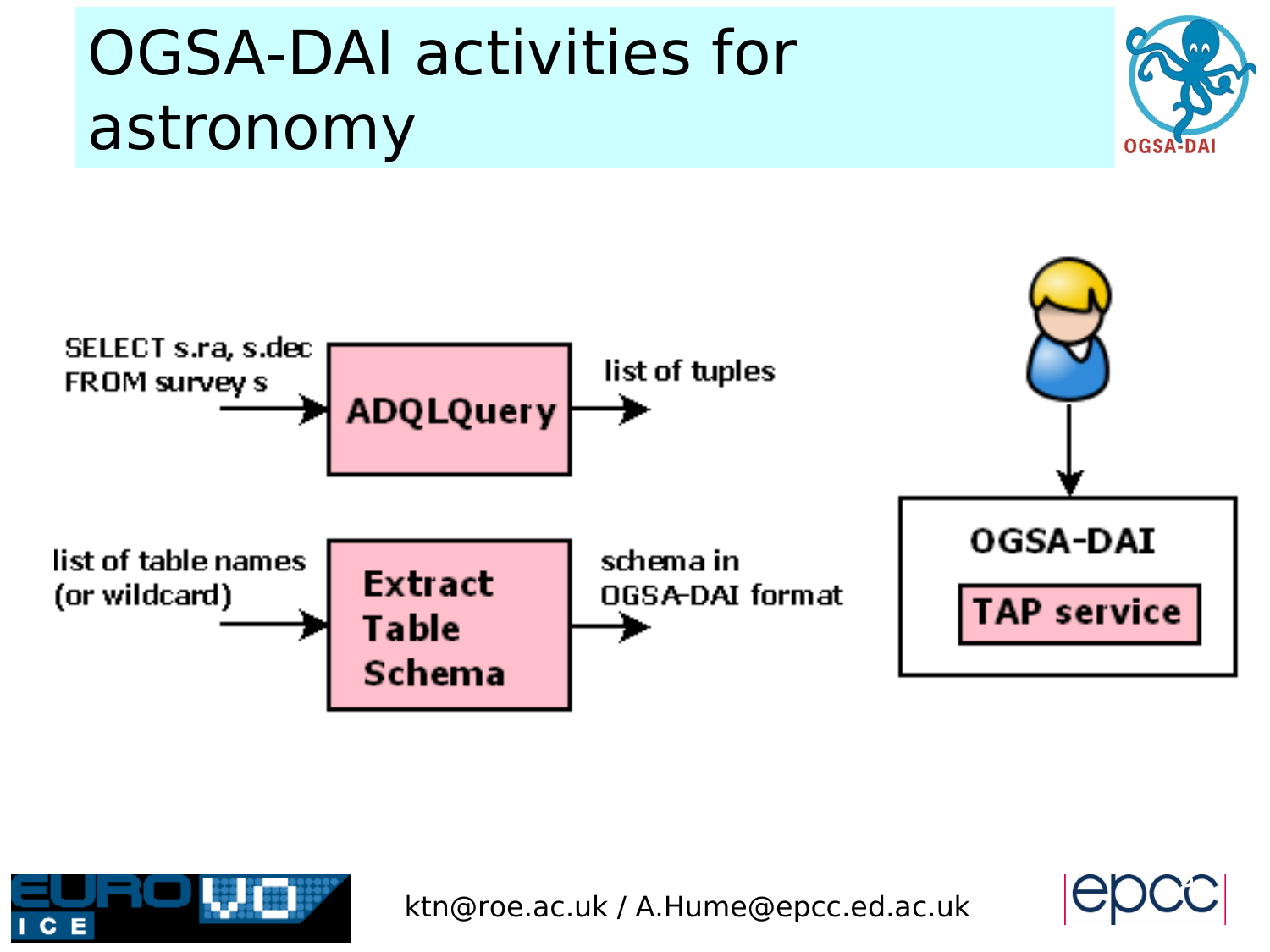# OGSA-DAI activities for astronomy

SELECT s.ra, s.dec FROM survey s → **ADQLQuery** → list of tuples

list of table names (or wildcard) → **Extract Table Schema** → schema in OGSA-DAI format

**OGSA-DAI**

**TAP service**

ktn@roe.ac.uk / A.Hume@epcc.ed.ac.uk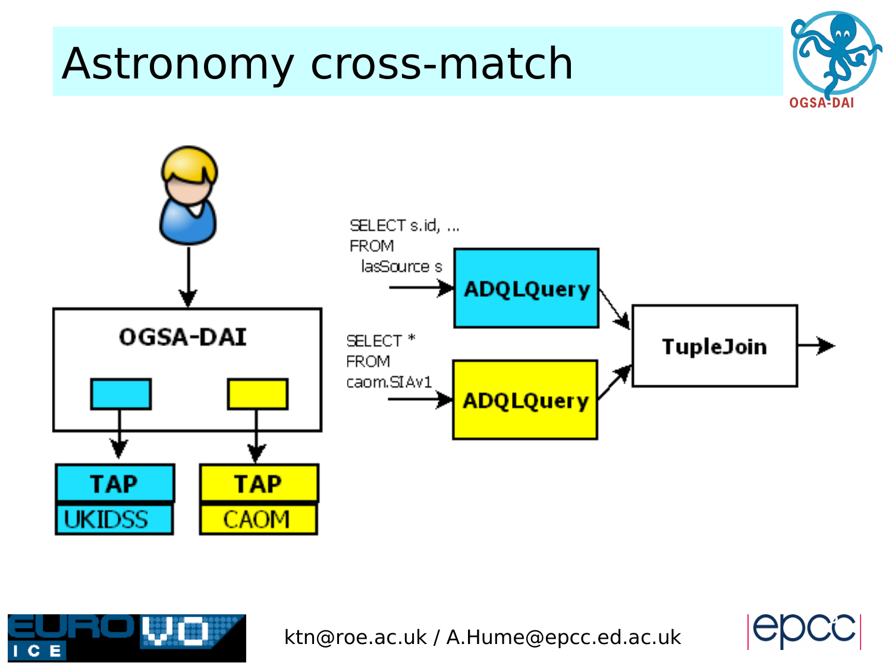# Astronomy cross-match

OGSA-DAI

TAP
UKIDSS

TAP
CAOM

```
SELECT s.id, ...
FROM
  lasSource s
```

ADQLQuery

```
SELECT *
FROM
caom.SIAv1
```

ADQLQuery

TupleJoin

ktn@roe.ac.uk / A.Hume@epcc.ed.ac.uk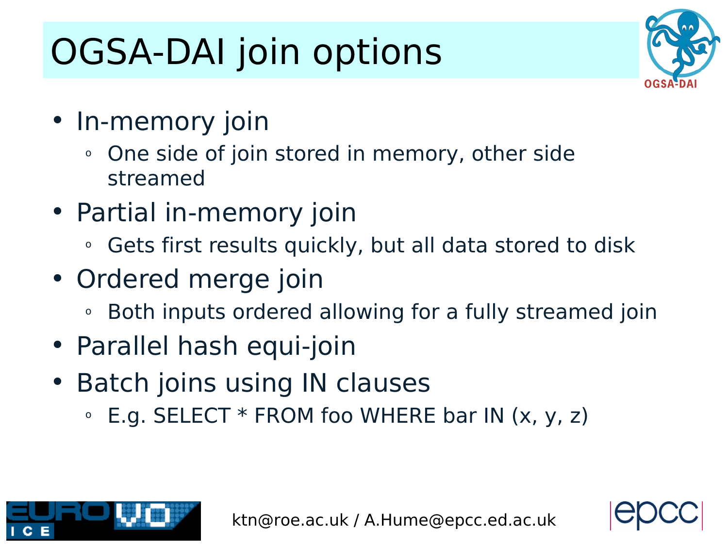# OGSA-DAI join options

- In-memory join
  - One side of join stored in memory, other side streamed
- Partial in-memory join
  - Gets first results quickly, but all data stored to disk
- Ordered merge join
  - Both inputs ordered allowing for a fully streamed join
- Parallel hash equi-join
- Batch joins using IN clauses
  - E.g. SELECT * FROM foo WHERE bar IN (x, y, z)

ktn@roe.ac.uk / A.Hume@epcc.ed.ac.uk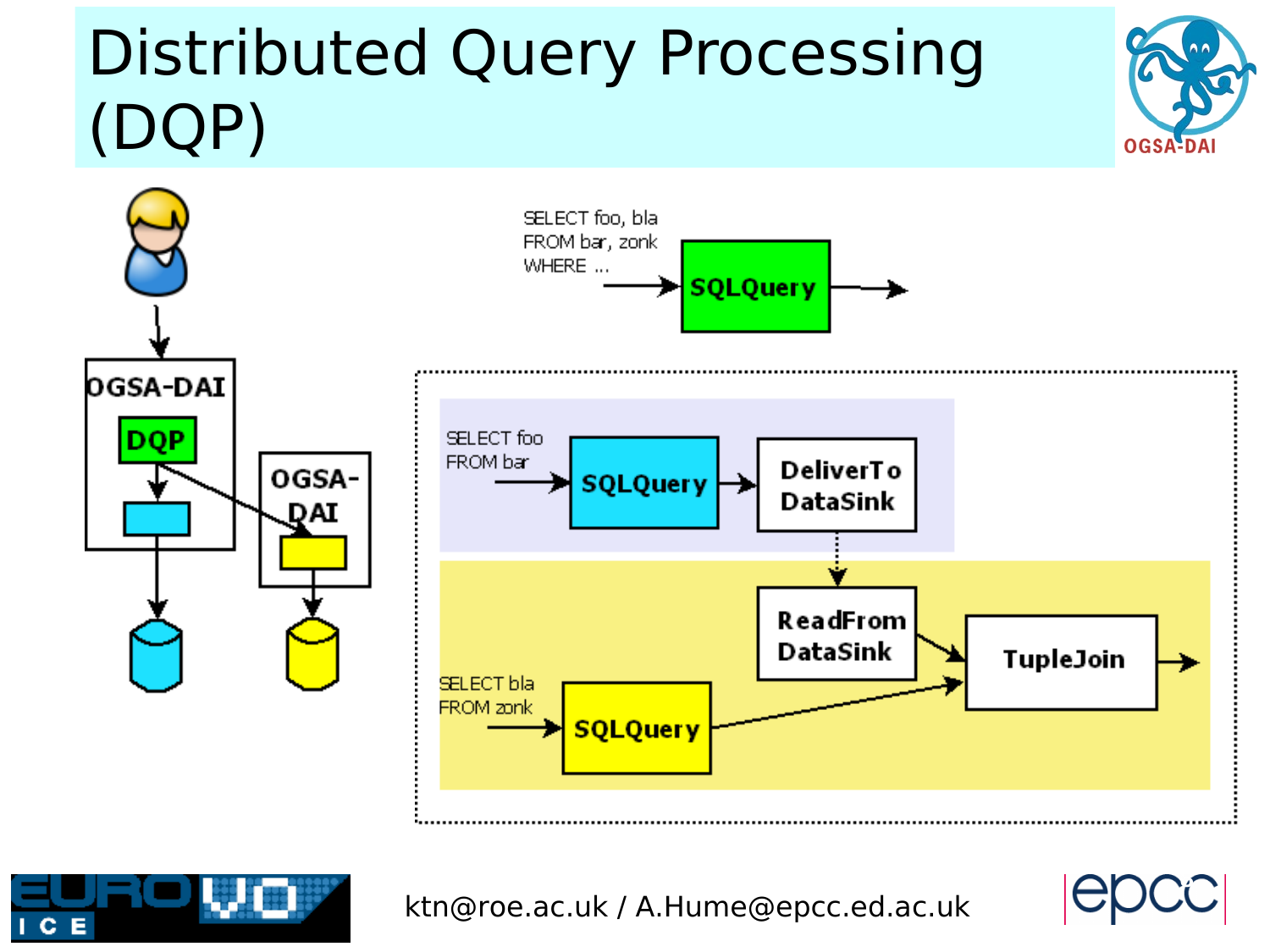# Distributed Query Processing (DQP)

OGSA-DAI

DQP

OGSA-DAI

SELECT foo, bla
FROM bar, zonk
WHERE ...

SQLQuery

SELECT foo
FROM bar

SQLQuery

DeliverTo DataSink

ReadFrom DataSink

TupleJoin

SELECT bla
FROM zonk

SQLQuery

ktn@roe.ac.uk / A.Hume@epcc.ed.ac.uk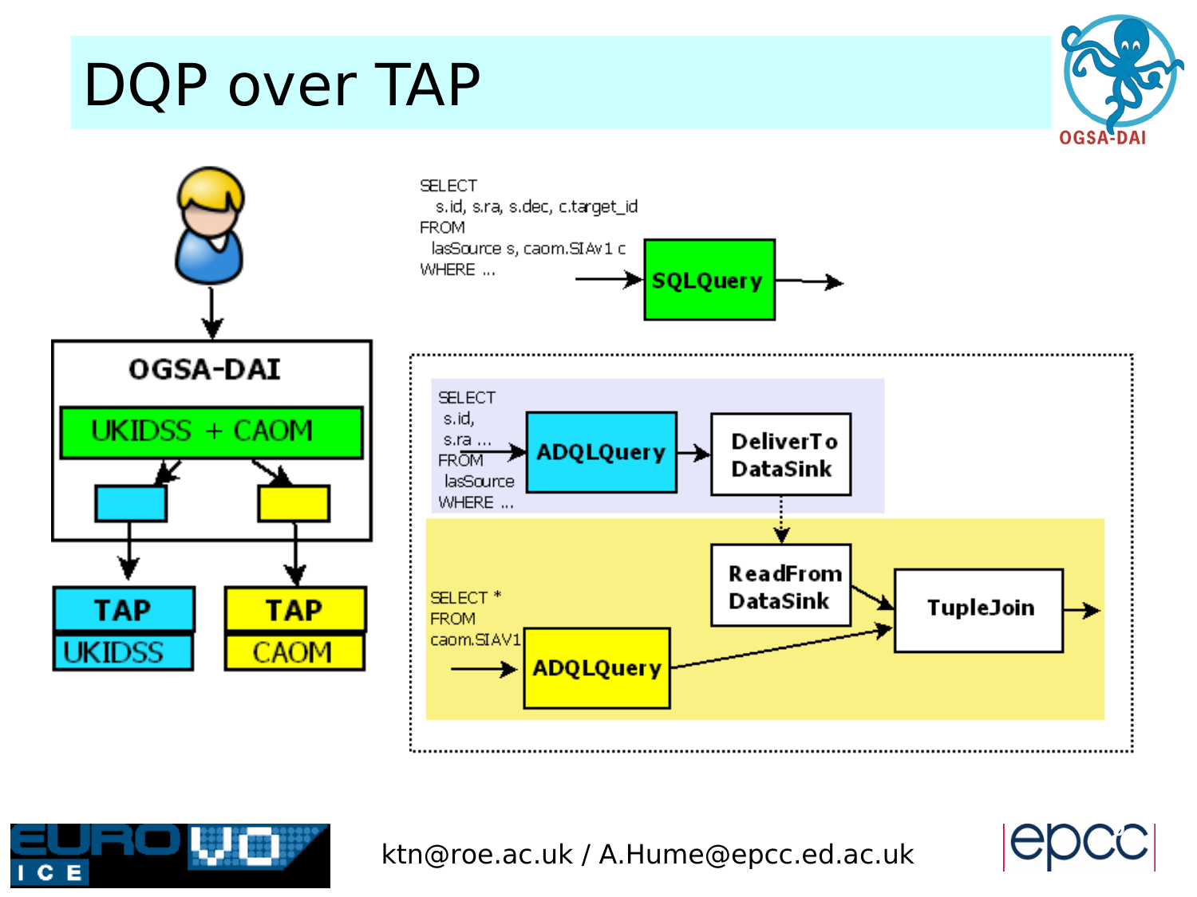# DQP over TAP

OGSA-DAI

UKIDSS + CAOM

TAP

UKIDSS

TAP

CAOM

```
SELECT
  s.id, s.ra, s.dec, c.target_id
FROM
  lasSource s, caom.SIAv1 c
WHERE ...
```

SQLQuery

```
SELECT
 s.id,
 s.ra ...
FROM
 lasSource
WHERE ...
```

ADQLQuery

DeliverTo DataSink

ReadFrom DataSink

```
SELECT *
FROM
caom.SIAV1
```

ADQLQuery

TupleJoin

ktn@roe.ac.uk / A.Hume@epcc.ed.ac.uk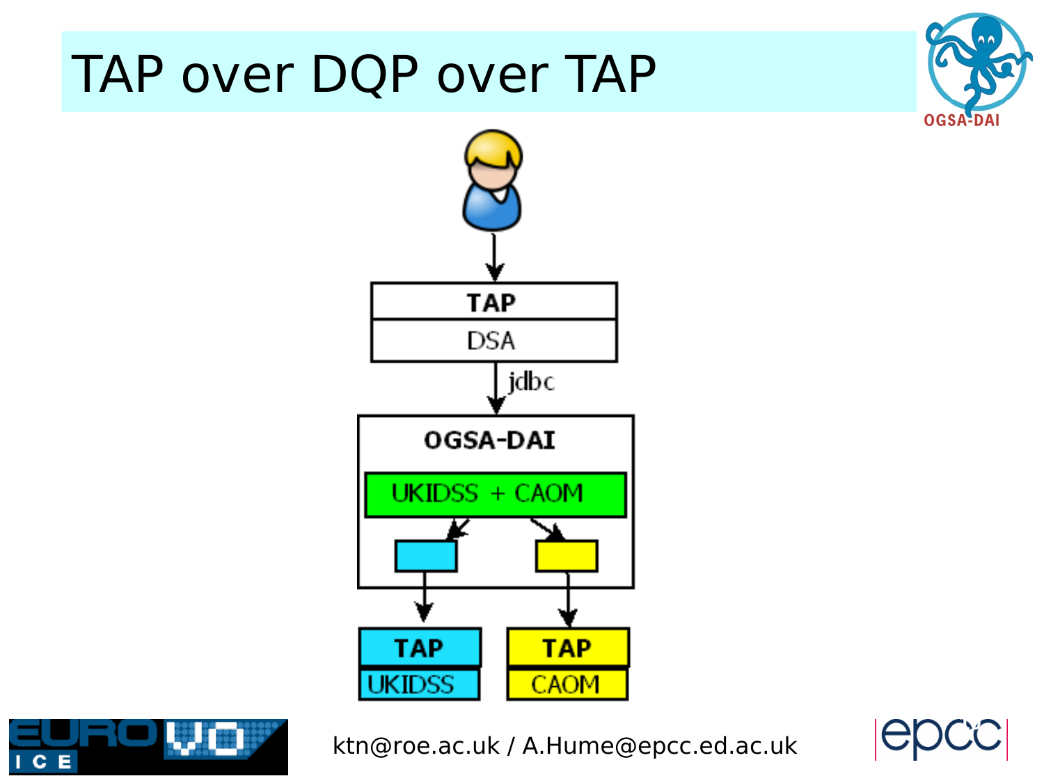# TAP over DQP over TAP

TAP

DSA

jdbc

OGSA-DAI

UKIDSS + CAOM

TAP

UKIDSS

TAP

CAOM

ktn@roe.ac.uk / A.Hume@epcc.ed.ac.uk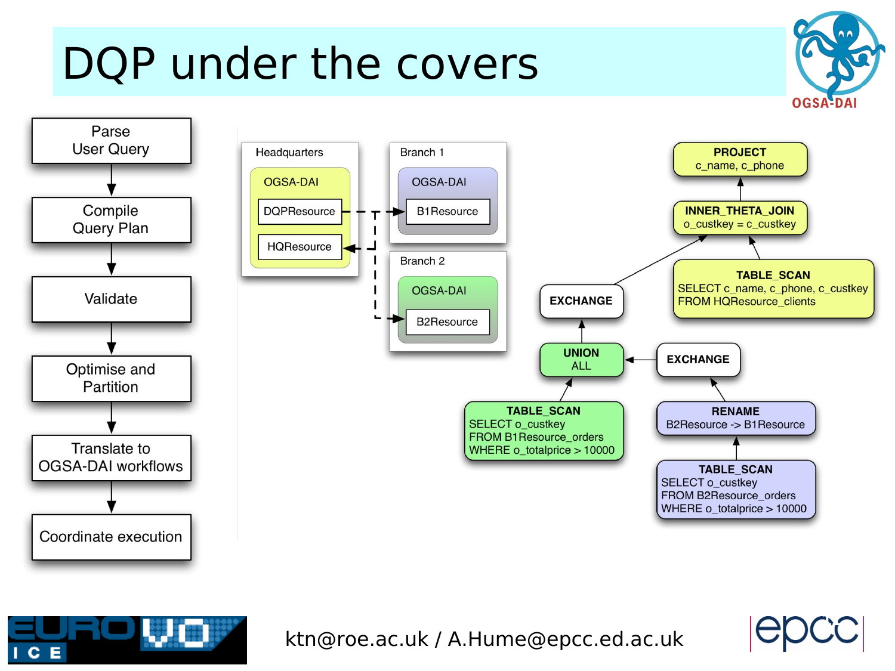# DQP under the covers

- Parse User Query
- Compile Query Plan
- Validate
- Optimise and Partition
- Translate to OGSA-DAI workflows
- Coordinate execution

Headquarters
- OGSA-DAI
  - DQPResource
  - HQResource

Branch 1
- OGSA-DAI
  - B1Resource

Branch 2
- OGSA-DAI
  - B2Resource

**PROJECT**
c_name, c_phone

**INNER_THETA_JOIN**
o_custkey = c_custkey

**TABLE_SCAN**
SELECT c_name, c_phone, c_custkey
FROM HQResource_clients

**EXCHANGE**

**UNION ALL**

**EXCHANGE**

**TABLE_SCAN**
SELECT o_custkey
FROM B1Resource_orders
WHERE o_totalprice > 10000

**RENAME**
B2Resource -> B1Resource

**TABLE_SCAN**
SELECT o_custkey
FROM B2Resource_orders
WHERE o_totalprice > 10000

ktn@roe.ac.uk / A.Hume@epcc.ed.ac.uk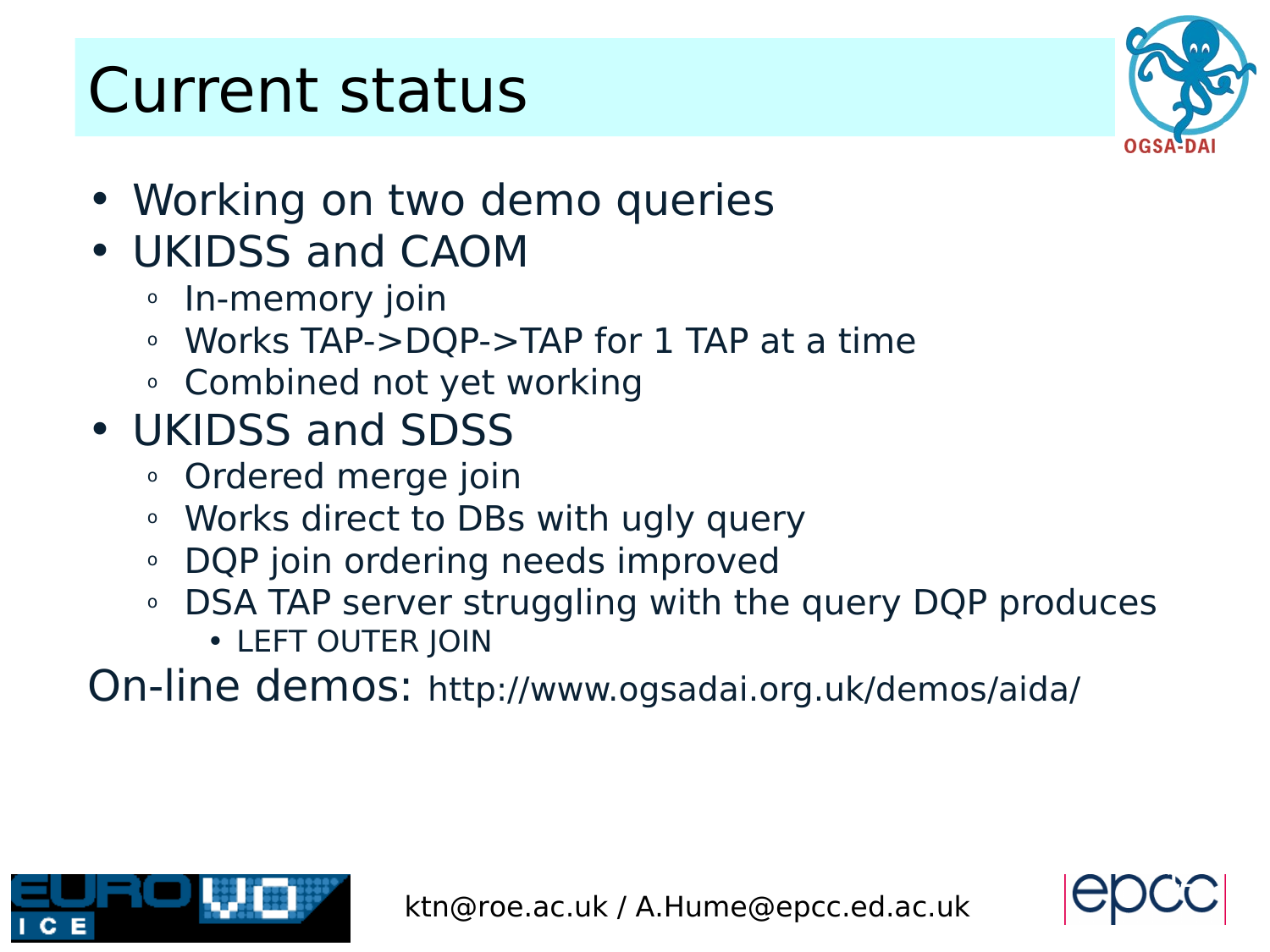# Current status

- Working on two demo queries
- UKIDSS and CAOM
  - In-memory join
  - Works TAP->DQP->TAP for 1 TAP at a time
  - Combined not yet working
- UKIDSS and SDSS
  - Ordered merge join
  - Works direct to DBs with ugly query
  - DQP join ordering needs improved
  - DSA TAP server struggling with the query DQP produces
    - LEFT OUTER JOIN

On-line demos: http://www.ogsadai.org.uk/demos/aida/

ktn@roe.ac.uk / A.Hume@epcc.ed.ac.uk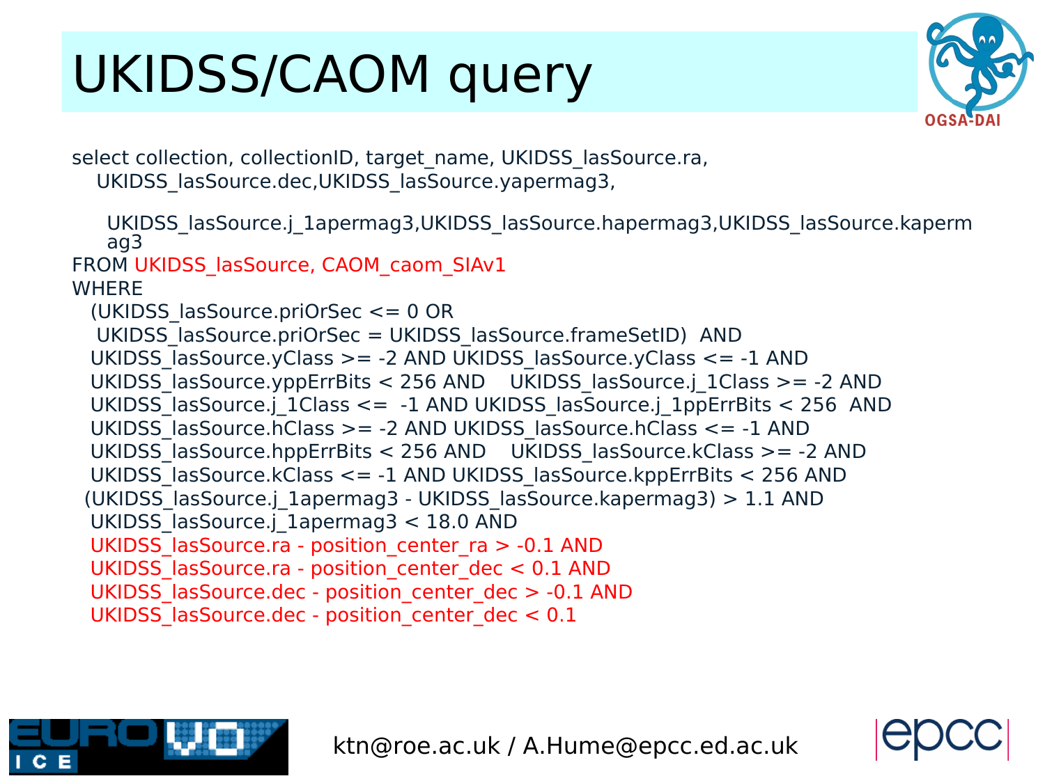# UKIDSS/CAOM query

```
select collection, collectionID, target_name, UKIDSS_lasSource.ra,
   UKIDSS_lasSource.dec,UKIDSS_lasSource.yapermag3,

    UKIDSS_lasSource.j_1apermag3,UKIDSS_lasSource.hapermag3,UKIDSS_lasSource.kaperm
    ag3
FROM UKIDSS_lasSource, CAOM_caom_SIAv1
WHERE
  (UKIDSS_lasSource.priOrSec <= 0 OR
   UKIDSS_lasSource.priOrSec = UKIDSS_lasSource.frameSetID)  AND
  UKIDSS_lasSource.yClass >= -2 AND UKIDSS_lasSource.yClass <= -1 AND
  UKIDSS_lasSource.yppErrBits < 256 AND    UKIDSS_lasSource.j_1Class >= -2 AND
  UKIDSS_lasSource.j_1Class <=  -1 AND UKIDSS_lasSource.j_1ppErrBits < 256  AND
  UKIDSS_lasSource.hClass >= -2 AND UKIDSS_lasSource.hClass <= -1 AND
  UKIDSS_lasSource.hppErrBits < 256 AND    UKIDSS_lasSource.kClass >= -2 AND
  UKIDSS_lasSource.kClass <= -1 AND UKIDSS_lasSource.kppErrBits < 256 AND
 (UKIDSS_lasSource.j_1apermag3 - UKIDSS_lasSource.kapermag3) > 1.1 AND
  UKIDSS_lasSource.j_1apermag3 < 18.0 AND
  UKIDSS_lasSource.ra - position_center_ra > -0.1 AND
  UKIDSS_lasSource.ra - position_center_dec < 0.1 AND
  UKIDSS_lasSource.dec - position_center_dec > -0.1 AND
  UKIDSS_lasSource.dec - position_center_dec < 0.1
```

ktn@roe.ac.uk / A.Hume@epcc.ed.ac.uk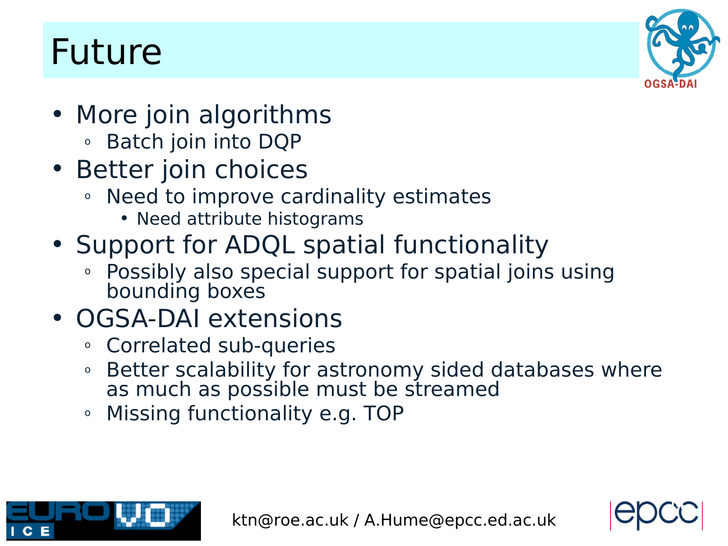# Future

- More join algorithms
  - Batch join into DQP
- Better join choices
  - Need to improve cardinality estimates
    - Need attribute histograms
- Support for ADQL spatial functionality
  - Possibly also special support for spatial joins using bounding boxes
- OGSA-DAI extensions
  - Correlated sub-queries
  - Better scalability for astronomy sided databases where as much as possible must be streamed
  - Missing functionality e.g. TOP

ktn@roe.ac.uk / A.Hume@epcc.ed.ac.uk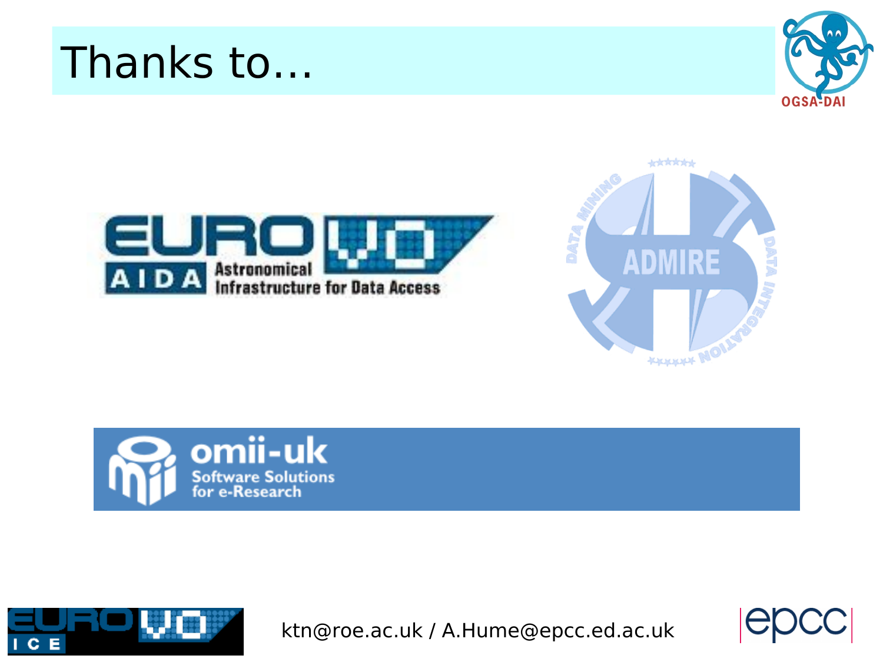# Thanks to…

ktn@roe.ac.uk / A.Hume@epcc.ed.ac.uk